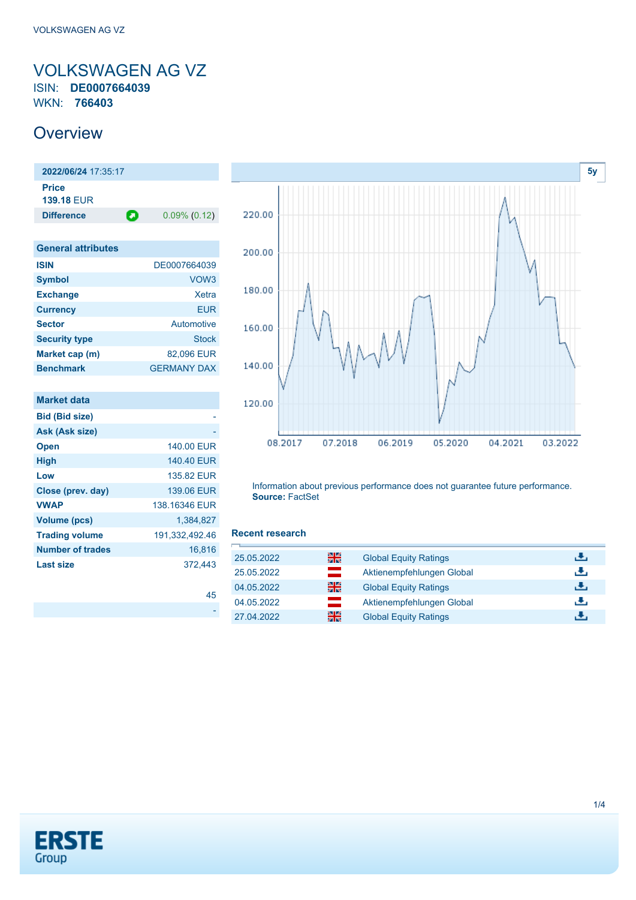# VOLKSWAGEN AG VZ

ISIN: **DE0007664039**

WKN: **766403**

## Overview

| **2022/06/24** 17:35:17 | |
|---|---|
| **Price** 139.18 EUR | |
| **Difference** | 0.09% (0.12) |

| General attributes | |
|---|---|
| **ISIN** | DE0007664039 |
| **Symbol** | VOW3 |
| **Exchange** | Xetra |
| **Currency** | EUR |
| **Sector** | Automotive |
| **Security type** | Stock |
| **Market cap (m)** | 82,096 EUR |
| **Benchmark** | GERMANY DAX |

| Market data | |
|---|---|
| **Bid (Bid size)** | - |
| **Ask (Ask size)** | - |
| **Open** | 140.00 EUR |
| **High** | 140.40 EUR |
| **Low** | 135.82 EUR |
| **Close (prev. day)** | 139.06 EUR |
| **VWAP** | 138.16346 EUR |
| **Volume (pcs)** | 1,384,827 |
| **Trading volume** | 191,332,492.46 |
| **Number of trades** | 16,816 |
| **Last size** | 372,443 |

| | |
|---|---|
| | 45 |
| | - |

Information about previous performance does not guarantee future performance.
**Source:** FactSet

### Recent research

| | | |
|---|---|---|
| 25.05.2022 | | Global Equity Ratings |
| 25.05.2022 | | Aktienempfehlungen Global |
| 04.05.2022 | | Global Equity Ratings |
| 04.05.2022 | | Aktienempfehlungen Global |
| 27.04.2022 | | Global Equity Ratings |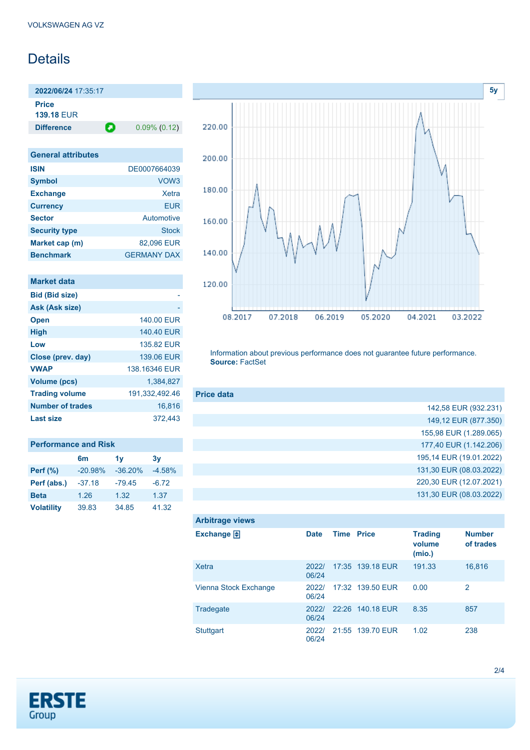VOLKSWAGEN AG VZ

# Details

| 2022/06/24 17:35:17 | |
|---|---|
| **Price** 139.18 EUR | |
| **Difference** | 0.09% (0.12) |

## General attributes

| | |
|---|---|
| **ISIN** | DE0007664039 |
| **Symbol** | VOW3 |
| **Exchange** | Xetra |
| **Currency** | EUR |
| **Sector** | Automotive |
| **Security type** | Stock |
| **Market cap (m)** | 82,096 EUR |
| **Benchmark** | GERMANY DAX |

## Market data

| | |
|---|---|
| **Bid (Bid size)** | - |
| **Ask (Ask size)** | - |
| **Open** | 140.00 EUR |
| **High** | 140.40 EUR |
| **Low** | 135.82 EUR |
| **Close (prev. day)** | 139.06 EUR |
| **VWAP** | 138.16346 EUR |
| **Volume (pcs)** | 1,384,827 |
| **Trading volume** | 191,332,492.46 |
| **Number of trades** | 16,816 |
| **Last size** | 372,443 |

## Performance and Risk

| | 6m | 1y | 3y |
|---|---|---|---|
| **Perf (%)** | -20.98% | -36.20% | -4.58% |
| **Perf (abs.)** | -37.18 | -79.45 | -6.72 |
| **Beta** | 1.26 | 1.32 | 1.37 |
| **Volatility** | 39.83 | 34.85 | 41.32 |

Information about previous performance does not guarantee future performance.
**Source:** FactSet

## Price data

| |
|---|
| 142,58 EUR (932.231) |
| 149,12 EUR (877.350) |
| 155,98 EUR (1.289.065) |
| 177,40 EUR (1.142.206) |
| 195,14 EUR (19.01.2022) |
| 131,30 EUR (08.03.2022) |
| 220,30 EUR (12.07.2021) |
| 131,30 EUR (08.03.2022) |

## Arbitrage views

| Exchange | Date | Time | Price | Trading volume (mio.) | Number of trades |
|---|---|---|---|---|---|
| Xetra | 2022/06/24 | 17:35 | 139.18 EUR | 191.33 | 16,816 |
| Vienna Stock Exchange | 2022/06/24 | 17:32 | 139.50 EUR | 0.00 | 2 |
| Tradegate | 2022/06/24 | 22:26 | 140.18 EUR | 8.35 | 857 |
| Stuttgart | 2022/06/24 | 21:55 | 139.70 EUR | 1.02 | 238 |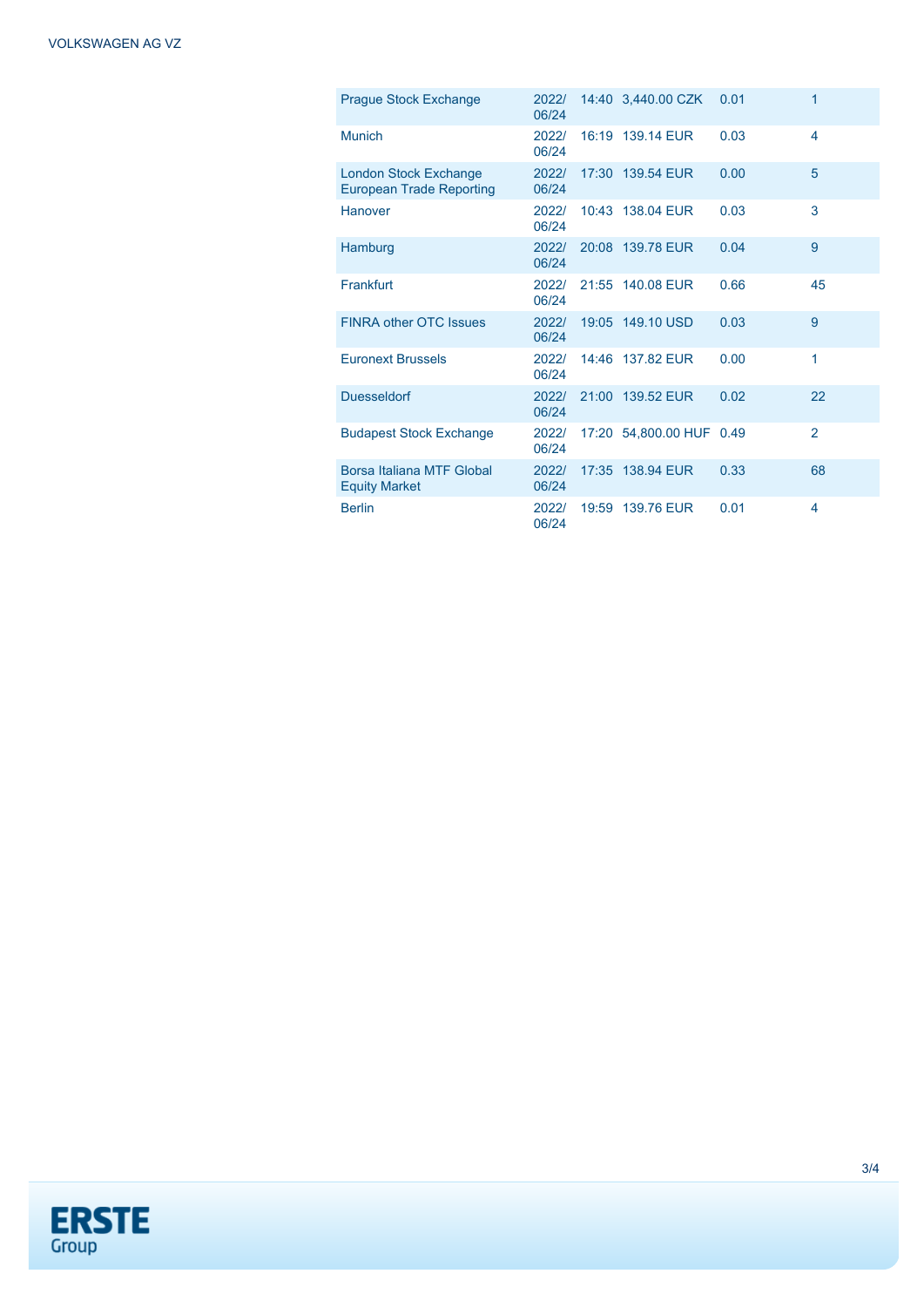| | | | | | |
|---|---|---|---|---|---|
| Prague Stock Exchange | 2022/06/24 | 14:40 | 3,440.00 CZK | 0.01 | 1 |
| Munich | 2022/06/24 | 16:19 | 139.14 EUR | 0.03 | 4 |
| London Stock Exchange European Trade Reporting | 2022/06/24 | 17:30 | 139.54 EUR | 0.00 | 5 |
| Hanover | 2022/06/24 | 10:43 | 138.04 EUR | 0.03 | 3 |
| Hamburg | 2022/06/24 | 20:08 | 139.78 EUR | 0.04 | 9 |
| Frankfurt | 2022/06/24 | 21:55 | 140.08 EUR | 0.66 | 45 |
| FINRA other OTC Issues | 2022/06/24 | 19:05 | 149.10 USD | 0.03 | 9 |
| Euronext Brussels | 2022/06/24 | 14:46 | 137.82 EUR | 0.00 | 1 |
| Duesseldorf | 2022/06/24 | 21:00 | 139.52 EUR | 0.02 | 22 |
| Budapest Stock Exchange | 2022/06/24 | 17:20 | 54,800.00 HUF | 0.49 | 2 |
| Borsa Italiana MTF Global Equity Market | 2022/06/24 | 17:35 | 138.94 EUR | 0.33 | 68 |
| Berlin | 2022/06/24 | 19:59 | 139.76 EUR | 0.01 | 4 |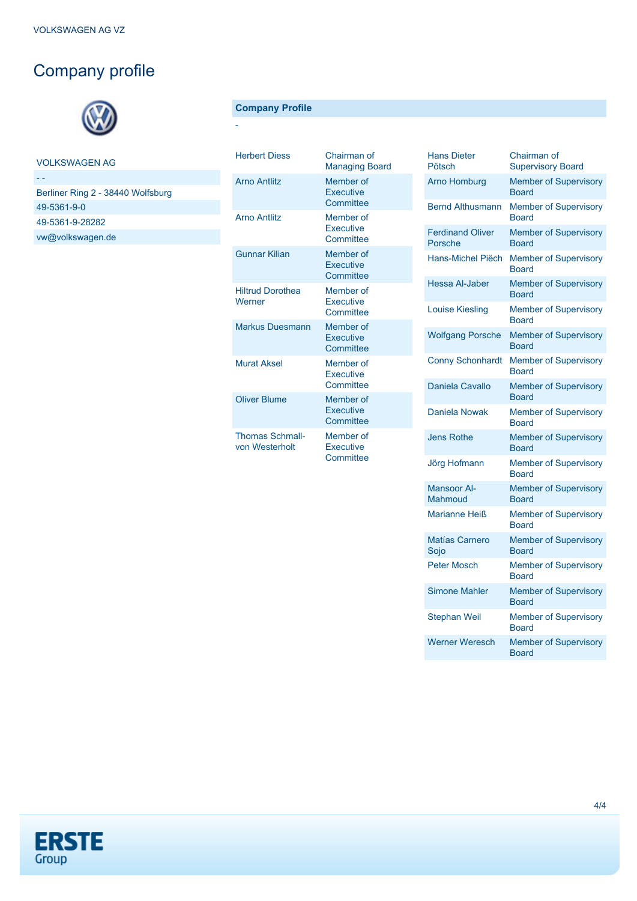# Company profile

VOLKSWAGEN AG

- -

Berliner Ring 2 - 38440 Wolfsburg

49-5361-9-0

49-5361-9-28282

vw@volkswagen.de

**Company Profile**

-

| | |
|---|---|
| Herbert Diess | Chairman of Managing Board |
| Arno Antlitz | Member of Executive Committee |
| Arno Antlitz | Member of Executive Committee |
| Gunnar Kilian | Member of Executive Committee |
| Hiltrud Dorothea Werner | Member of Executive Committee |
| Markus Duesmann | Member of Executive Committee |
| Murat Aksel | Member of Executive Committee |
| Oliver Blume | Member of Executive Committee |
| Thomas Schmall-von Westerholt | Member of Executive Committee |

| | |
|---|---|
| Hans Dieter Pötsch | Chairman of Supervisory Board |
| Arno Homburg | Member of Supervisory Board |
| Bernd Althusmann | Member of Supervisory Board |
| Ferdinand Oliver Porsche | Member of Supervisory Board |
| Hans-Michel Piëch | Member of Supervisory Board |
| Hessa Al-Jaber | Member of Supervisory Board |
| Louise Kiesling | Member of Supervisory Board |
| Wolfgang Porsche | Member of Supervisory Board |
| Conny Schonhardt | Member of Supervisory Board |
| Daniela Cavallo | Member of Supervisory Board |
| Daniela Nowak | Member of Supervisory Board |
| Jens Rothe | Member of Supervisory Board |
| Jörg Hofmann | Member of Supervisory Board |
| Mansoor Al-Mahmoud | Member of Supervisory Board |
| Marianne Heiß | Member of Supervisory Board |
| Matías Carnero Sojo | Member of Supervisory Board |
| Peter Mosch | Member of Supervisory Board |
| Simone Mahler | Member of Supervisory Board |
| Stephan Weil | Member of Supervisory Board |
| Werner Weresch | Member of Supervisory Board |